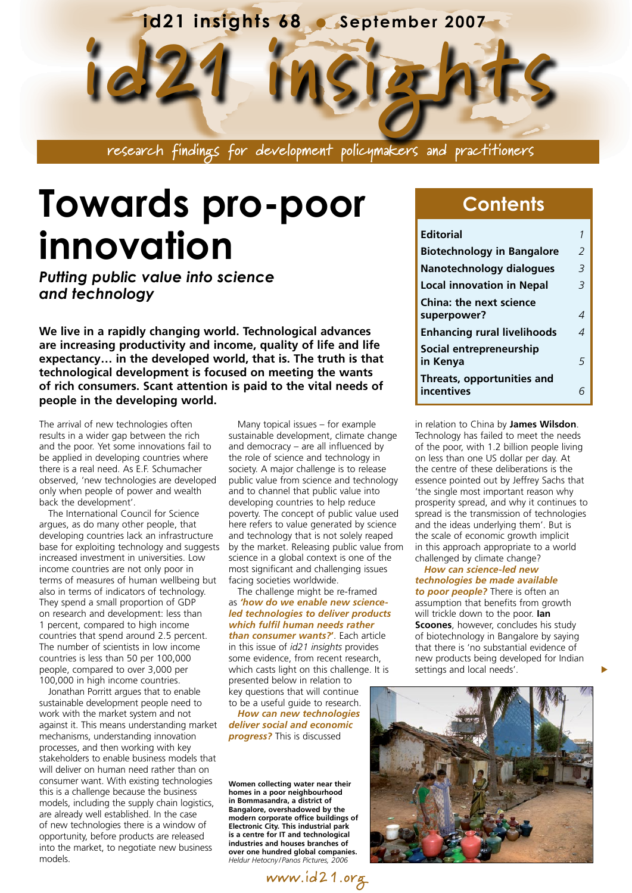# id21 insights

id21 insights 68 • September 2007

research findings for development policymakers and practitioners

# Towards pro-poor innovation

### *Putting public value into science and technology*

**We live in a rapidly changing world. Technological advances are increasing productivity and income, quality of life and life expectancy… in the developed world, that is. The truth is that technological development is focused on meeting the wants of rich consumers. Scant attention is paid to the vital needs of people in the developing world.**

## Contents

| | |
|---|---|
| **Editorial** | 1 |
| **Biotechnology in Bangalore** | 2 |
| **Nanotechnology dialogues** | 3 |
| **Local innovation in Nepal** | 3 |
| **China: the next science superpower?** | 4 |
| **Enhancing rural livelihoods** | 4 |
| **Social entrepreneurship in Kenya** | 5 |
| **Threats, opportunities and incentives** | 6 |

The arrival of new technologies often results in a wider gap between the rich and the poor. Yet some innovations fail to be applied in developing countries where there is a real need. As E.F. Schumacher observed, 'new technologies are developed only when people of power and wealth back the development'.

The International Council for Science argues, as do many other people, that developing countries lack an infrastructure base for exploiting technology and suggests increased investment in universities. Low income countries are not only poor in terms of measures of human wellbeing but also in terms of indicators of technology. They spend a small proportion of GDP on research and development: less than 1 percent, compared to high income countries that spend around 2.5 percent. The number of scientists in low income countries is less than 50 per 100,000 people, compared to over 3,000 per 100,000 in high income countries.

Jonathan Porritt argues that to enable sustainable development people need to work with the market system and not against it. This means understanding market mechanisms, understanding innovation processes, and then working with key stakeholders to enable business models that will deliver on human need rather than on consumer want. With existing technologies this is a challenge because the business models, including the supply chain logistics, are already well established. In the case of new technologies there is a window of opportunity, before products are released into the market, to negotiate new business models.

Many topical issues – for example sustainable development, climate change and democracy – are all influenced by the role of science and technology in society. A major challenge is to release public value from science and technology and to channel that public value into developing countries to help reduce poverty. The concept of public value used here refers to value generated by science and technology that is not solely reaped by the market. Releasing public value from science in a global context is one of the most significant and challenging issues facing societies worldwide.

The challenge might be re-framed as ***'how do we enable new science-led technologies to deliver products which fulfil human needs rather than consumer wants?'***. Each article in this issue of *id21 insights* provides some evidence, from recent research, which casts light on this challenge. It is presented below in relation to key questions that will continue to be a useful guide to research.

***How can new technologies deliver social and economic progress?*** This is discussed in relation to China by **James Wilsdon**. Technology has failed to meet the needs of the poor, with 1.2 billion people living on less than one US dollar per day. At the centre of these deliberations is the essence pointed out by Jeffrey Sachs that 'the single most important reason why prosperity spread, and why it continues to spread is the transmission of technologies and the ideas underlying them'. But is the scale of economic growth implicit in this approach appropriate to a world challenged by climate change?

***How can science-led new technologies be made available to poor people?*** There is often an assumption that benefits from growth will trickle down to the poor. **Ian Scoones**, however, concludes his study of biotechnology in Bangalore by saying that 'no substantial evidence of new products being developed for Indian settings and local needs'.

**Women collecting water near their homes in a poor neighbourhood in Bommasandra, a district of Bangalore, overshadowed by the modern corporate office buildings of Electronic City. This industrial park is a centre for IT and technological industries and houses branches of over one hundred global companies.**
*Heldur Hetocny/Panos Pictures, 2006*

www.id21.org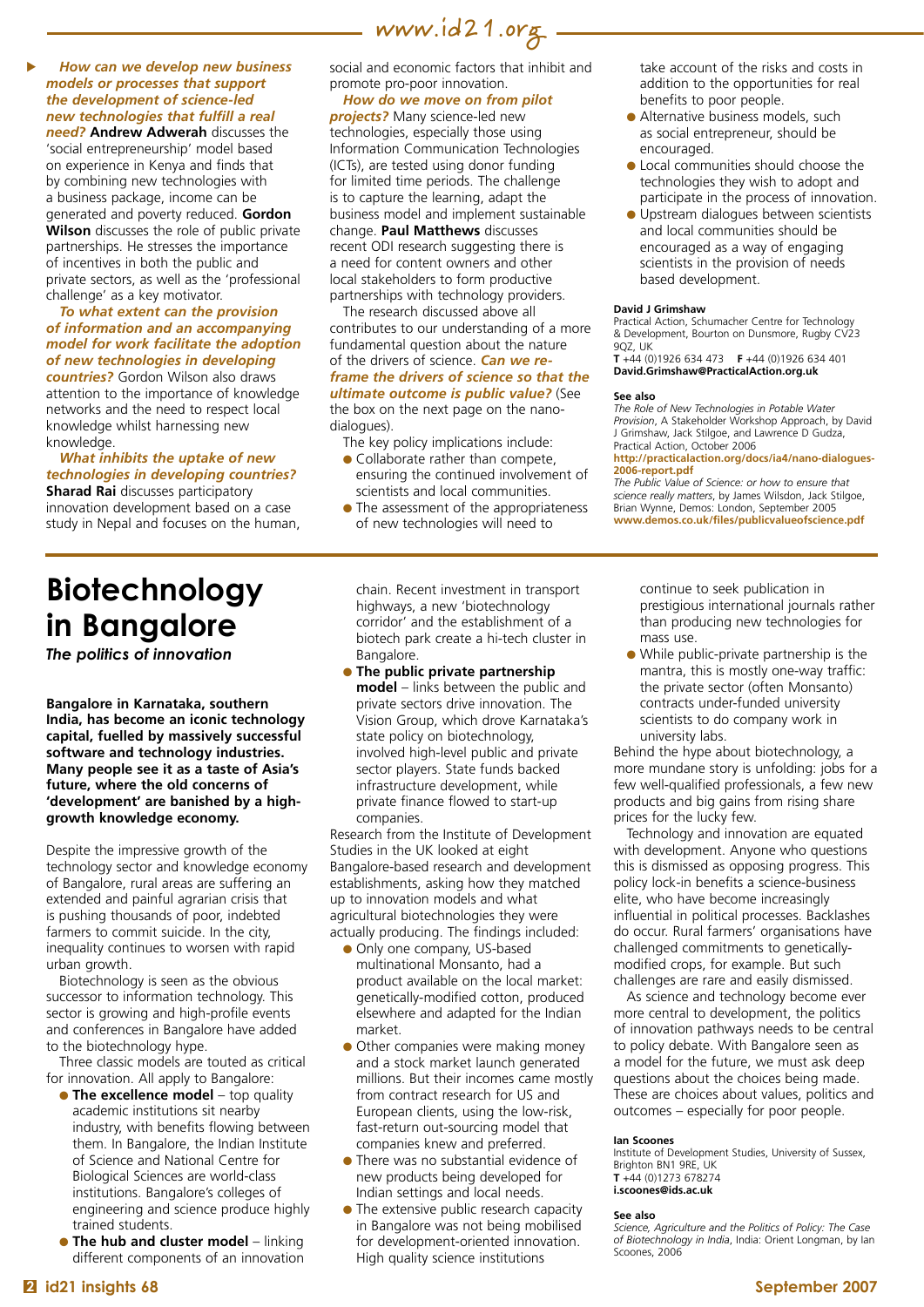**How can we develop new business models or processes that support the development of science-led new technologies that fulfill a real need?** **Andrew Adwerah** discusses the 'social entrepreneurship' model based on experience in Kenya and finds that by combining new technologies with a business package, income can be generated and poverty reduced. **Gordon Wilson** discusses the role of public private partnerships. He stresses the importance of incentives in both the public and private sectors, as well as the 'professional challenge' as a key motivator.

**To what extent can the provision of information and an accompanying model for work facilitate the adoption of new technologies in developing countries?** Gordon Wilson also draws attention to the importance of knowledge networks and the need to respect local knowledge whilst harnessing new knowledge.

**What inhibits the uptake of new technologies in developing countries?** **Sharad Rai** discusses participatory innovation development based on a case study in Nepal and focuses on the human, social and economic factors that inhibit and promote pro-poor innovation.

**How do we move on from pilot projects?** Many science-led new technologies, especially those using Information Communication Technologies (ICTs), are tested using donor funding for limited time periods. The challenge is to capture the learning, adapt the business model and implement sustainable change. **Paul Matthews** discusses recent ODI research suggesting there is a need for content owners and other local stakeholders to form productive partnerships with technology providers.

The research discussed above all contributes to our understanding of a more fundamental question about the nature of the drivers of science. **Can we re-frame the drivers of science so that the ultimate outcome is public value?** (See the box on the next page on the nano-dialogues).

The key policy implications include:

- Collaborate rather than compete, ensuring the continued involvement of scientists and local communities.
- The assessment of the appropriateness of new technologies will need to take account of the risks and costs in addition to the opportunities for real benefits to poor people.
- Alternative business models, such as social entrepreneur, should be encouraged.
- Local communities should choose the technologies they wish to adopt and participate in the process of innovation.
- Upstream dialogues between scientists and local communities should be encouraged as a way of engaging scientists in the provision of needs based development.

**David J Grimshaw**
Practical Action, Schumacher Centre for Technology & Development, Bourton on Dunsmore, Rugby CV23 9QZ, UK
**T** +44 (0)1926 634 473 **F** +44 (0)1926 634 401
**David.Grimshaw@PracticalAction.org.uk**

**See also**
*The Role of New Technologies in Potable Water Provision*, A Stakeholder Workshop Approach, by David J Grimshaw, Jack Stilgoe, and Lawrence D Gudza, Practical Action, October 2006
**http://practicalaction.org/docs/ia4/nano-dialogues-2006-report.pdf**
*The Public Value of Science: or how to ensure that science really matters*, by James Wilsdon, Jack Stilgoe, Brian Wynne, Demos: London, September 2005
**www.demos.co.uk/files/publicvalueofscience.pdf**

# Biotechnology in Bangalore

***The politics of innovation***

**Bangalore in Karnataka, southern India, has become an iconic technology capital, fuelled by massively successful software and technology industries. Many people see it as a taste of Asia's future, where the old concerns of 'development' are banished by a high-growth knowledge economy.**

Despite the impressive growth of the technology sector and knowledge economy of Bangalore, rural areas are suffering an extended and painful agrarian crisis that is pushing thousands of poor, indebted farmers to commit suicide. In the city, inequality continues to worsen with rapid urban growth.

Biotechnology is seen as the obvious successor to information technology. This sector is growing and high-profile events and conferences in Bangalore have added to the biotechnology hype.

Three classic models are touted as critical for innovation. All apply to Bangalore:

- **The excellence model** – top quality academic institutions sit nearby industry, with benefits flowing between them. In Bangalore, the Indian Institute of Science and National Centre for Biological Sciences are world-class institutions. Bangalore's colleges of engineering and science produce highly trained students.
- **The hub and cluster model** – linking different components of an innovation chain. Recent investment in transport highways, a new 'biotechnology corridor' and the establishment of a biotech park create a hi-tech cluster in Bangalore.
- **The public private partnership model** – links between the public and private sectors drive innovation. The Vision Group, which drove Karnataka's state policy on biotechnology, involved high-level public and private sector players. State funds backed infrastructure development, while private finance flowed to start-up companies.

Research from the Institute of Development Studies in the UK looked at eight Bangalore-based research and development establishments, asking how they matched up to innovation models and what agricultural biotechnologies they were actually producing. The findings included:

- Only one company, US-based multinational Monsanto, had a product available on the local market: genetically-modified cotton, produced elsewhere and adapted for the Indian market.
- Other companies were making money and a stock market launch generated millions. But their incomes came mostly from contract research for US and European clients, using the low-risk, fast-return out-sourcing model that companies knew and preferred.
- There was no substantial evidence of new products being developed for Indian settings and local needs.
- The extensive public research capacity in Bangalore was not being mobilised for development-oriented innovation. High quality science institutions continue to seek publication in prestigious international journals rather than producing new technologies for mass use.
- While public-private partnership is the mantra, this is mostly one-way traffic: the private sector (often Monsanto) contracts under-funded university scientists to do company work in university labs.

Behind the hype about biotechnology, a more mundane story is unfolding: jobs for a few well-qualified professionals, a few new products and big gains from rising share prices for the lucky few.

Technology and innovation are equated with development. Anyone who questions this is dismissed as opposing progress. This policy lock-in benefits a science-business elite, who have become increasingly influential in political processes. Backlashes do occur. Rural farmers' organisations have challenged commitments to genetically-modified crops, for example. But such challenges are rare and easily dismissed.

As science and technology become ever more central to development, the politics of innovation pathways needs to be central to policy debate. With Bangalore seen as a model for the future, we must ask deep questions about the choices being made. These are choices about values, politics and outcomes – especially for poor people.

**Ian Scoones**
Institute of Development Studies, University of Sussex, Brighton BN1 9RE, UK
**T** +44 (0)1273 678274
**i.scoones@ids.ac.uk**

**See also**
*Science, Agriculture and the Politics of Policy: The Case of Biotechnology in India*, India: Orient Longman, by Ian Scoones, 2006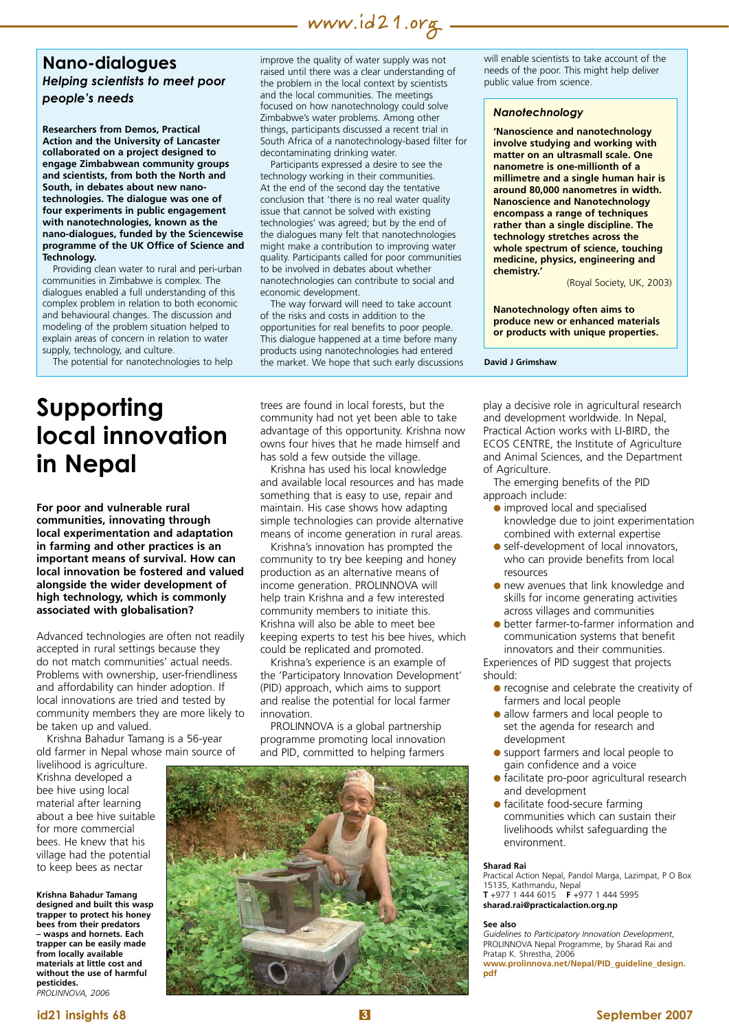## Nano-dialogues

### *Helping scientists to meet poor people's needs*

**Researchers from Demos, Practical Action and the University of Lancaster collaborated on a project designed to engage Zimbabwean community groups and scientists, from both the North and South, in debates about new nano-technologies. The dialogue was one of four experiments in public engagement with nanotechnologies, known as the nano-dialogues, funded by the Sciencewise programme of the UK Office of Science and Technology.**

Providing clean water to rural and peri-urban communities in Zimbabwe is complex. The dialogues enabled a full understanding of this complex problem in relation to both economic and behavioural changes. The discussion and modeling of the problem situation helped to explain areas of concern in relation to water supply, technology, and culture.

The potential for nanotechnologies to help improve the quality of water supply was not raised until there was a clear understanding of the problem in the local context by scientists and the local communities. The meetings focused on how nanotechnology could solve Zimbabwe's water problems. Among other things, participants discussed a recent trial in South Africa of a nanotechnology-based filter for decontaminating drinking water.

Participants expressed a desire to see the technology working in their communities. At the end of the second day the tentative conclusion that 'there is no real water quality issue that cannot be solved with existing technologies' was agreed; but by the end of the dialogues many felt that nanotechnologies might make a contribution to improving water quality. Participants called for poor communities to be involved in debates about whether nanotechnologies can contribute to social and economic development.

The way forward will need to take account of the risks and costs in addition to the opportunities for real benefits to poor people. This dialogue happened at a time before many products using nanotechnologies had entered the market. We hope that such early discussions will enable scientists to take account of the needs of the poor. This might help deliver public value from science.

> ### *Nanotechnology*
>
> **'Nanoscience and nanotechnology involve studying and working with matter on an ultrasmall scale. One nanometre is one-millionth of a millimetre and a single human hair is around 80,000 nanometres in width. Nanoscience and Nanotechnology encompass a range of techniques rather than a single discipline. The technology stretches across the whole spectrum of science, touching medicine, physics, engineering and chemistry.'**
>
> (Royal Society, UK, 2003)
>
> **Nanotechnology often aims to produce new or enhanced materials or products with unique properties.**

**David J Grimshaw**

# Supporting local innovation in Nepal

**For poor and vulnerable rural communities, innovating through local experimentation and adaptation in farming and other practices is an important means of survival. How can local innovation be fostered and valued alongside the wider development of high technology, which is commonly associated with globalisation?**

Advanced technologies are often not readily accepted in rural settings because they do not match communities' actual needs. Problems with ownership, user-friendliness and affordability can hinder adoption. If local innovations are tried and tested by community members they are more likely to be taken up and valued.

Krishna Bahadur Tamang is a 56-year old farmer in Nepal whose main source of livelihood is agriculture. Krishna developed a bee hive using local material after learning about a bee hive suitable for more commercial bees. He knew that his village had the potential to keep bees as nectar trees are found in local forests, but the community had not yet been able to take advantage of this opportunity. Krishna now owns four hives that he made himself and has sold a few outside the village.

Krishna has used his local knowledge and available local resources and has made something that is easy to use, repair and maintain. His case shows how adapting simple technologies can provide alternative means of income generation in rural areas.

Krishna's innovation has prompted the community to try bee keeping and honey production as an alternative means of income generation. PROLINNOVA will help train Krishna and a few interested community members to initiate this. Krishna will also be able to meet bee keeping experts to test his bee hives, which could be replicated and promoted.

Krishna's experience is an example of the 'Participatory Innovation Development' (PID) approach, which aims to support and realise the potential for local farmer innovation.

PROLINNOVA is a global partnership programme promoting local innovation and PID, committed to helping farmers play a decisive role in agricultural research and development worldwide. In Nepal, Practical Action works with LI-BIRD, the ECOS CENTRE, the Institute of Agriculture and Animal Sciences, and the Department of Agriculture.

The emerging benefits of the PID approach include:

- improved local and specialised knowledge due to joint experimentation combined with external expertise
- self-development of local innovators, who can provide benefits from local resources
- new avenues that link knowledge and skills for income generating activities across villages and communities
- better farmer-to-farmer information and communication systems that benefit innovators and their communities.

Experiences of PID suggest that projects should:

- recognise and celebrate the creativity of farmers and local people
- allow farmers and local people to set the agenda for research and development
- support farmers and local people to gain confidence and a voice
- facilitate pro-poor agricultural research and development
- facilitate food-secure farming communities which can sustain their livelihoods whilst safeguarding the environment.

**Krishna Bahadur Tamang designed and built this wasp trapper to protect his honey bees from their predators – wasps and hornets. Each trapper can be easily made from locally available materials at little cost and without the use of harmful pesticides.**
*PROLINNOVA, 2006*

**Sharad Rai**
Practical Action Nepal, Pandol Marga, Lazimpat, P O Box 15135, Kathmandu, Nepal
**T** +977 1 444 6015 **F** +977 1 444 5995
**sharad.rai@practicalaction.org.np**

**See also**
*Guidelines to Participatory Innovation Development*, PROLINNOVA Nepal Programme, by Sharad Rai and Pratap K. Shrestha, 2006
**www.prolinnova.net/Nepal/PID_guideline_design.pdf**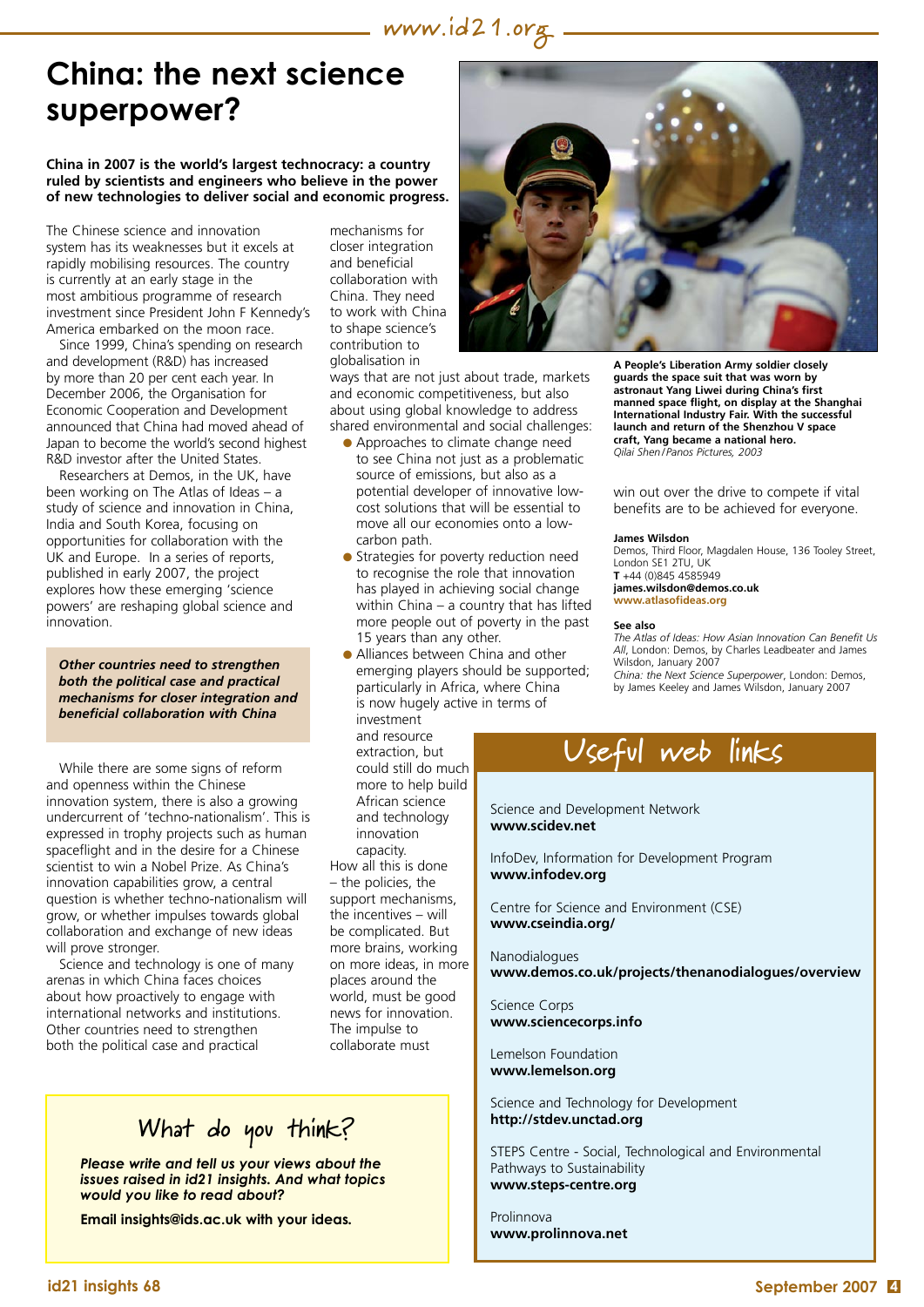# China: the next science superpower?

**China in 2007 is the world's largest technocracy: a country ruled by scientists and engineers who believe in the power of new technologies to deliver social and economic progress.**

The Chinese science and innovation system has its weaknesses but it excels at rapidly mobilising resources. The country is currently at an early stage in the most ambitious programme of research investment since President John F Kennedy's America embarked on the moon race.

Since 1999, China's spending on research and development (R&D) has increased by more than 20 per cent each year. In December 2006, the Organisation for Economic Cooperation and Development announced that China had moved ahead of Japan to become the world's second highest R&D investor after the United States.

Researchers at Demos, in the UK, have been working on The Atlas of Ideas – a study of science and innovation in China, India and South Korea, focusing on opportunities for collaboration with the UK and Europe. In a series of reports, published in early 2007, the project explores how these emerging 'science powers' are reshaping global science and innovation.

> ***Other countries need to strengthen both the political case and practical mechanisms for closer integration and beneficial collaboration with China***

While there are some signs of reform and openness within the Chinese innovation system, there is also a growing undercurrent of 'techno-nationalism'. This is expressed in trophy projects such as human spaceflight and in the desire for a Chinese scientist to win a Nobel Prize. As China's innovation capabilities grow, a central question is whether techno-nationalism will grow, or whether impulses towards global collaboration and exchange of new ideas will prove stronger.

Science and technology is one of many arenas in which China faces choices about how proactively to engage with international networks and institutions. Other countries need to strengthen both the political case and practical mechanisms for closer integration and beneficial collaboration with China. They need to work with China to shape science's contribution to globalisation in ways that are not just about trade, markets and economic competitiveness, but also about using global knowledge to address shared environmental and social challenges:

- Approaches to climate change need to see China not just as a problematic source of emissions, but also as a potential developer of innovative low-cost solutions that will be essential to move all our economies onto a low-carbon path.
- Strategies for poverty reduction need to recognise the role that innovation has played in achieving social change within China – a country that has lifted more people out of poverty in the past 15 years than any other.
- Alliances between China and other emerging players should be supported; particularly in Africa, where China is now hugely active in terms of investment and resource extraction, but could still do much more to help build African science and technology innovation capacity.

How all this is done – the policies, the support mechanisms, the incentives – will be complicated. But more brains, working on more ideas, in more places around the world, must be good news for innovation. The impulse to collaborate must win out over the drive to compete if vital benefits are to be achieved for everyone.

**A People's Liberation Army soldier closely guards the space suit that was worn by astronaut Yang Liwei during China's first manned space flight, on display at the Shanghai International Industry Fair. With the successful launch and return of the Shenzhou V space craft, Yang became a national hero.**
*Qilai Shen/Panos Pictures, 2003*

**James Wilsdon**
Demos, Third Floor, Magdalen House, 136 Tooley Street, London SE1 2TU, UK
**T** +44 (0)845 4585949
**james.wilsdon@demos.co.uk**
**www.atlasofideas.org**

**See also**
*The Atlas of Ideas: How Asian Innovation Can Benefit Us All*, London: Demos, by Charles Leadbeater and James Wilsdon, January 2007
*China: the Next Science Superpower*, London: Demos, by James Keeley and James Wilsdon, January 2007

## What do you think?

***Please write and tell us your views about the issues raised in id21 insights. And what topics would you like to read about?***

**Email insights@ids.ac.uk with your ideas.**

## Useful web links

Science and Development Network
**www.scidev.net**

InfoDev, Information for Development Program
**www.infodev.org**

Centre for Science and Environment (CSE)
**www.cseindia.org/**

Nanodialogues
**www.demos.co.uk/projects/thenanodialogues/overview**

Science Corps
**www.sciencecorps.info**

Lemelson Foundation
**www.lemelson.org**

Science and Technology for Development
**http://stdev.unctad.org**

STEPS Centre - Social, Technological and Environmental Pathways to Sustainability
**www.steps-centre.org**

Prolinnova
**www.prolinnova.net**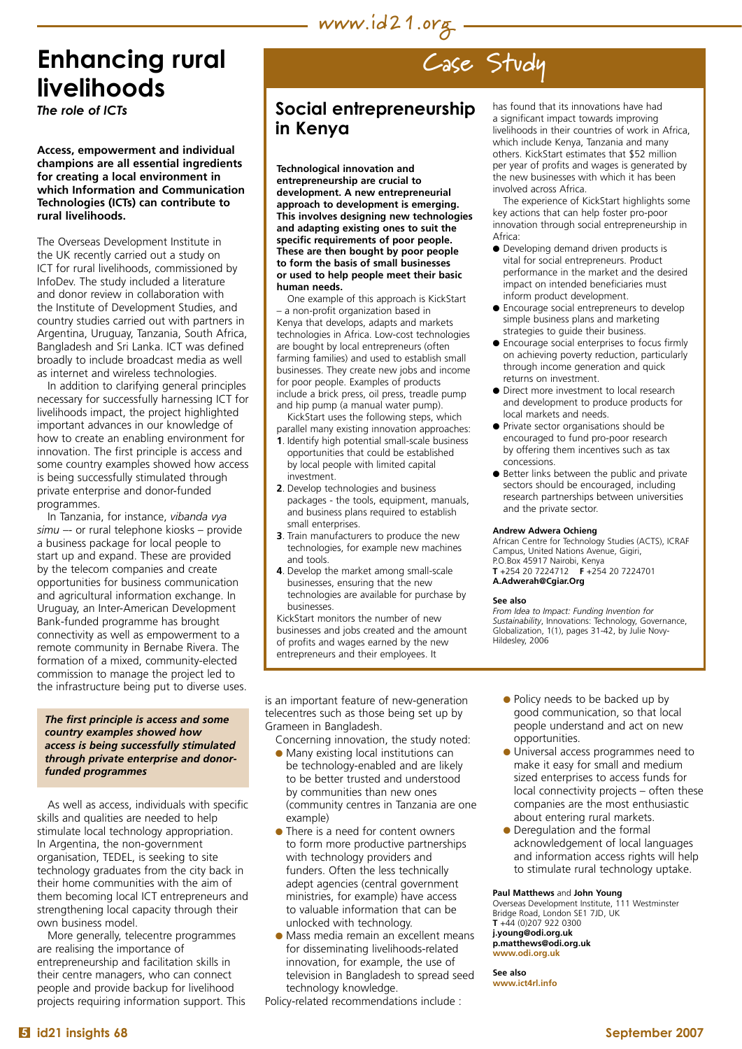# Enhancing rural livelihoods

*The role of ICTs*

**Access, empowerment and individual champions are all essential ingredients for creating a local environment in which Information and Communication Technologies (ICTs) can contribute to rural livelihoods.**

The Overseas Development Institute in the UK recently carried out a study on ICT for rural livelihoods, commissioned by InfoDev. The study included a literature and donor review in collaboration with the Institute of Development Studies, and country studies carried out with partners in Argentina, Uruguay, Tanzania, South Africa, Bangladesh and Sri Lanka. ICT was defined broadly to include broadcast media as well as internet and wireless technologies.

In addition to clarifying general principles necessary for successfully harnessing ICT for livelihoods impact, the project highlighted important advances in our knowledge of how to create an enabling environment for innovation. The first principle is access and some country examples showed how access is being successfully stimulated through private enterprise and donor-funded programmes.

In Tanzania, for instance, *vibanda vya simu* –- or rural telephone kiosks – provide a business package for local people to start up and expand. These are provided by the telecom companies and create opportunities for business communication and agricultural information exchange. In Uruguay, an Inter-American Development Bank-funded programme has brought connectivity as well as empowerment to a remote community in Bernabe Rivera. The formation of a mixed, community-elected commission to manage the project led to the infrastructure being put to diverse uses.

***The first principle is access and some country examples showed how access is being successfully stimulated through private enterprise and donor-funded programmes***

As well as access, individuals with specific skills and qualities are needed to help stimulate local technology appropriation. In Argentina, the non-government organisation, TEDEL, is seeking to site technology graduates from the city back in their home communities with the aim of them becoming local ICT entrepreneurs and strengthening local capacity through their own business model.

More generally, telecentre programmes are realising the importance of entrepreneurship and facilitation skills in their centre managers, who can connect people and provide backup for livelihood projects requiring information support. This is an important feature of new-generation telecentres such as those being set up by Grameen in Bangladesh.

Concerning innovation, the study noted:

- Many existing local institutions can be technology-enabled and are likely to be better trusted and understood by communities than new ones (community centres in Tanzania are one example)
- There is a need for content owners to form more productive partnerships with technology providers and funders. Often the less technically adept agencies (central government ministries, for example) have access to valuable information that can be unlocked with technology.
- Mass media remain an excellent means for disseminating livelihoods-related innovation, for example, the use of television in Bangladesh to spread seed technology knowledge.

Policy-related recommendations include :

- Policy needs to be backed up by good communication, so that local people understand and act on new opportunities.
- Universal access programmes need to make it easy for small and medium sized enterprises to access funds for local connectivity projects – often these companies are the most enthusiastic about entering rural markets.
- Deregulation and the formal acknowledgement of local languages and information access rights will help to stimulate rural technology uptake.

**Paul Matthews** and **John Young**
Overseas Development Institute, 111 Westminster Bridge Road, London SE1 7JD, UK
**T** +44 (0)207 922 0300
**j.young@odi.org.uk**
**p.matthews@odi.org.uk**
**www.odi.org.uk**

**See also**
**www.ict4rl.info**

## Case Study

## Social entrepreneurship in Kenya

**Technological innovation and entrepreneurship are crucial to development. A new entrepreneurial approach to development is emerging. This involves designing new technologies and adapting existing ones to suit the specific requirements of poor people. These are then bought by poor people to form the basis of small businesses or used to help people meet their basic human needs.**

One example of this approach is KickStart – a non-profit organization based in Kenya that develops, adapts and markets technologies in Africa. Low-cost technologies are bought by local entrepreneurs (often farming families) and used to establish small businesses. They create new jobs and income for poor people. Examples of products include a brick press, oil press, treadle pump and hip pump (a manual water pump).

KickStart uses the following steps, which parallel many existing innovation approaches:

1. Identify high potential small-scale business opportunities that could be established by local people with limited capital investment.
2. Develop technologies and business packages - the tools, equipment, manuals, and business plans required to establish small enterprises.
3. Train manufacturers to produce the new technologies, for example new machines and tools.
4. Develop the market among small-scale businesses, ensuring that the new technologies are available for purchase by businesses.

KickStart monitors the number of new businesses and jobs created and the amount of profits and wages earned by the new entrepreneurs and their employees. It has found that its innovations have had a significant impact towards improving livelihoods in their countries of work in Africa, which include Kenya, Tanzania and many others. KickStart estimates that $52 million per year of profits and wages is generated by the new businesses with which it has been involved across Africa.

The experience of KickStart highlights some key actions that can help foster pro-poor innovation through social entrepreneurship in Africa:

- Developing demand driven products is vital for social entrepreneurs. Product performance in the market and the desired impact on intended beneficiaries must inform product development.
- Encourage social entrepreneurs to develop simple business plans and marketing strategies to guide their business.
- Encourage social enterprises to focus firmly on achieving poverty reduction, particularly through income generation and quick returns on investment.
- Direct more investment to local research and development to produce products for local markets and needs.
- Private sector organisations should be encouraged to fund pro-poor research by offering them incentives such as tax concessions.
- Better links between the public and private sectors should be encouraged, including research partnerships between universities and the private sector.

**Andrew Adwera Ochieng**
African Centre for Technology Studies (ACTS), ICRAF Campus, United Nations Avenue, Gigiri, P.O.Box 45917 Nairobi, Kenya
**T** +254 20 7224712 **F** +254 20 7224701
**A.Adwerah@Cgiar.Org**

**See also**
*From Idea to Impact: Funding Invention for Sustainability*, Innovations: Technology, Governance, Globalization, 1(1), pages 31-42, by Julie Novy-Hildesley, 2006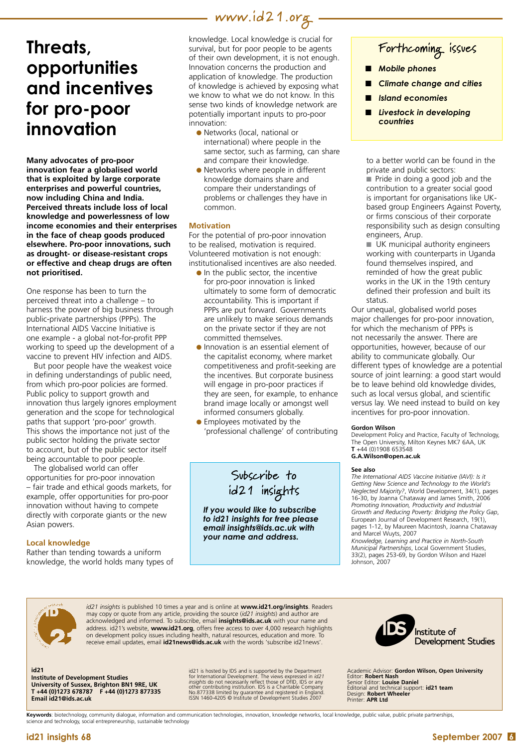# Threats, opportunities and incentives for pro-poor innovation

**Many advocates of pro-poor innovation fear a globalised world that is exploited by large corporate enterprises and powerful countries, now including China and India. Perceived threats include loss of local knowledge and powerlessness of low income economies and their enterprises in the face of cheap goods produced elsewhere. Pro-poor innovations, such as drought- or disease-resistant crops or effective and cheap drugs are often not prioritised.**

One response has been to turn the perceived threat into a challenge – to harness the power of big business through public-private partnerships (PPPs). The International AIDS Vaccine Initiative is one example - a global not-for-profit PPP working to speed up the development of a vaccine to prevent HIV infection and AIDS.

But poor people have the weakest voice in defining understandings of public need, from which pro-poor policies are formed. Public policy to support growth and innovation thus largely ignores employment generation and the scope for technological paths that support 'pro-poor' growth. This shows the importance not just of the public sector holding the private sector to account, but of the public sector itself being accountable to poor people.

The globalised world can offer opportunities for pro-poor innovation – fair trade and ethical goods markets, for example, offer opportunities for pro-poor innovation without having to compete directly with corporate giants or the new Asian powers.

### Local knowledge

Rather than tending towards a uniform knowledge, the world holds many types of knowledge. Local knowledge is crucial for survival, but for poor people to be agents of their own development, it is not enough. Innovation concerns the production and application of knowledge. The production of knowledge is achieved by exposing what we know to what we do not know. In this sense two kinds of knowledge network are potentially important inputs to pro-poor innovation:

- Networks (local, national or international) where people in the same sector, such as farming, can share and compare their knowledge.
- Networks where people in different knowledge domains share and compare their understandings of problems or challenges they have in common.

### Motivation

For the potential of pro-poor innovation to be realised, motivation is required. Volunteered motivation is not enough: institutionalised incentives are also needed.

- In the public sector, the incentive for pro-poor innovation is linked ultimately to some form of democratic accountability. This is important if PPPs are put forward. Governments are unlikely to make serious demands on the private sector if they are not committed themselves.
- Innovation is an essential element of the capitalist economy, where market competitiveness and profit-seeking are the incentives. But corporate business will engage in pro-poor practices if they are seen, for example, to enhance brand image locally or amongst well informed consumers globally.
- Employees motivated by the 'professional challenge' of contributing to a better world can be found in the private and public sectors:
  - Pride in doing a good job and the contribution to a greater social good is important for organisations like UK-based group Engineers Against Poverty, or firms conscious of their corporate responsibility such as design consulting engineers, Arup.
  - UK municipal authority engineers working with counterparts in Uganda found themselves inspired, and reminded of how the great public works in the UK in the 19th century defined their profession and built its status.

Our unequal, globalised world poses major challenges for pro-poor innovation, for which the mechanism of PPPs is not necessarily the answer. There are opportunities, however, because of our ability to communicate globally. Our different types of knowledge are a potential source of joint learning: a good start would be to leave behind old knowledge divides, such as local versus global, and scientific versus lay. We need instead to build on key incentives for pro-poor innovation.

**Gordon Wilson**
Development Policy and Practice, Faculty of Technology, The Open University, Milton Keynes MK7 6AA, UK
**T** +44 (0)1908 653548
**G.A.Wilson@open.ac.uk**

**See also**

*The International AIDS Vaccine Initiative (IAVI): Is it Getting New Science and Technology to the World's Neglected Majority?*, World Development, 34(1), pages 16-30, by Joanna Chataway and James Smith, 2006

*Promoting Innovation, Productivity and Industrial Growth and Reducing Poverty: Bridging the Policy Gap*, European Journal of Development Research, 19(1), pages 1-12, by Maureen Macintosh, Joanna Chataway and Marcel Wuyts, 2007

*Knowledge, Learning and Practice in North-South Municipal Partnerships*, Local Government Studies, 33(2), pages 253-69, by Gordon Wilson and Hazel Johnson, 2007

---

## Forthcoming issues

- ***Mobile phones***
- ***Climate change and cities***
- ***Island economies***
- ***Livestock in developing countries***

---

## Subscribe to id21 insights

***If you would like to subscribe to id21 insights for free please email insights@ids.ac.uk with your name and address.***

---

*id21 insights* is published 10 times a year and is online at **www.id21.org/insights**. Readers may copy or quote from any article, providing the source (*id21 insights*) and author are acknowledged and informed. To subscribe, email **insights@ids.ac.uk** with your name and address. id21's website, **www.id21.org**, offers free access to over 4,000 research highlights on development policy issues including health, natural resources, education and more. To receive email updates, email **id21news@ids.ac.uk** with the words 'subscribe id21news'.

Institute of Development Studies

**id21**
**Institute of Development Studies**
**University of Sussex, Brighton BN1 9RE, UK**
**T +44 (0)1273 678787 F +44 (0)1273 877335**
**Email id21@ids.ac.uk**

id21 is hosted by IDS and is supported by the Department for International Development. The views expressed in *id21 insights* do not necessarily reflect those of DfID, IDS or any other contributing institution. IDS is a Charitable Company No.877338 limited by guarantee and registered in England. ISSN 1460-4205 © Institute of Development Studies 2007

Academic Advisor: **Gordon Wilson, Open University**
Editor: **Robert Nash**
Senior Editor: **Louise Daniel**
Editorial and technical support: **id21 team**
Design: **Robert Wheeler**
Printer: **APR Ltd**

**Keywords**: biotechnology, community dialogue, information and communication technologies, innovation, knowledge networks, local knowledge, public value, public private partnerships, science and technology, social entrepreneurship, sustainable technology